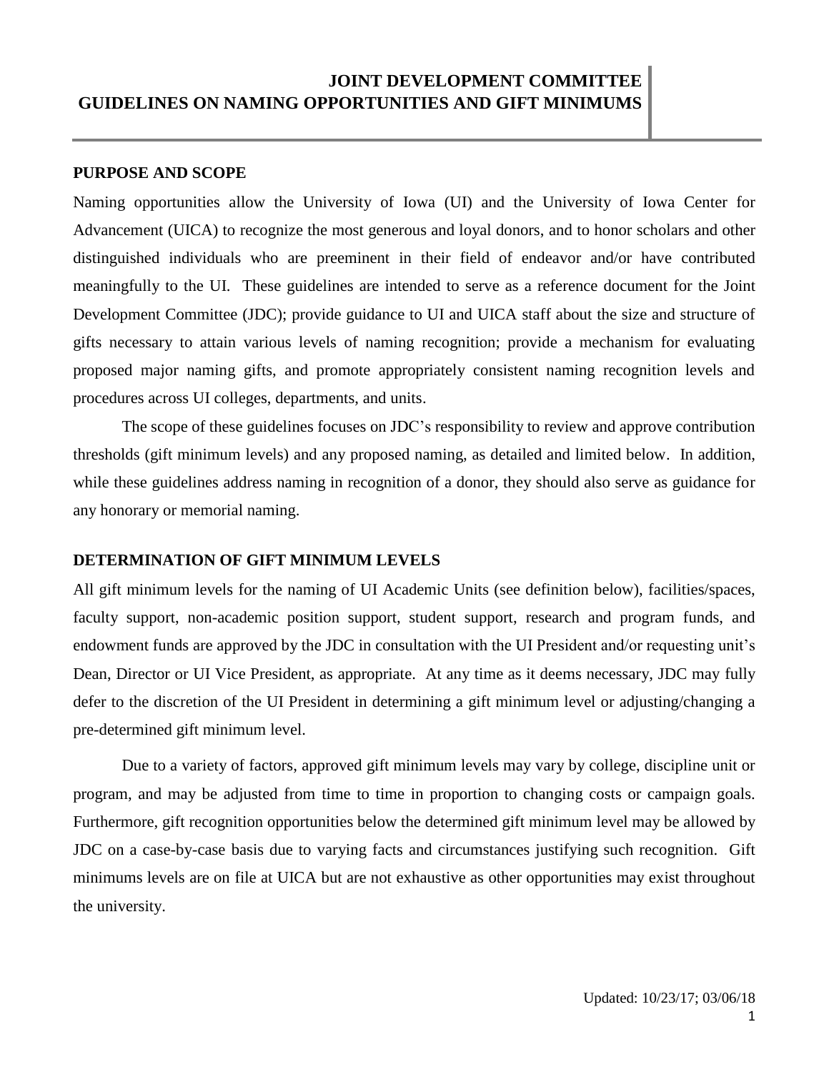# JOINT DEVELOPMENT COMMITTEE
# GUIDELINES ON NAMING OPPORTUNITIES AND GIFT MINIMUMS

## PURPOSE AND SCOPE

Naming opportunities allow the University of Iowa (UI) and the University of Iowa Center for Advancement (UICA) to recognize the most generous and loyal donors, and to honor scholars and other distinguished individuals who are preeminent in their field of endeavor and/or have contributed meaningfully to the UI. These guidelines are intended to serve as a reference document for the Joint Development Committee (JDC); provide guidance to UI and UICA staff about the size and structure of gifts necessary to attain various levels of naming recognition; provide a mechanism for evaluating proposed major naming gifts, and promote appropriately consistent naming recognition levels and procedures across UI colleges, departments, and units.

The scope of these guidelines focuses on JDC's responsibility to review and approve contribution thresholds (gift minimum levels) and any proposed naming, as detailed and limited below. In addition, while these guidelines address naming in recognition of a donor, they should also serve as guidance for any honorary or memorial naming.

## DETERMINATION OF GIFT MINIMUM LEVELS

All gift minimum levels for the naming of UI Academic Units (see definition below), facilities/spaces, faculty support, non-academic position support, student support, research and program funds, and endowment funds are approved by the JDC in consultation with the UI President and/or requesting unit's Dean, Director or UI Vice President, as appropriate. At any time as it deems necessary, JDC may fully defer to the discretion of the UI President in determining a gift minimum level or adjusting/changing a pre-determined gift minimum level.

Due to a variety of factors, approved gift minimum levels may vary by college, discipline unit or program, and may be adjusted from time to time in proportion to changing costs or campaign goals. Furthermore, gift recognition opportunities below the determined gift minimum level may be allowed by JDC on a case-by-case basis due to varying facts and circumstances justifying such recognition. Gift minimums levels are on file at UICA but are not exhaustive as other opportunities may exist throughout the university.

Updated: 10/23/17; 03/06/18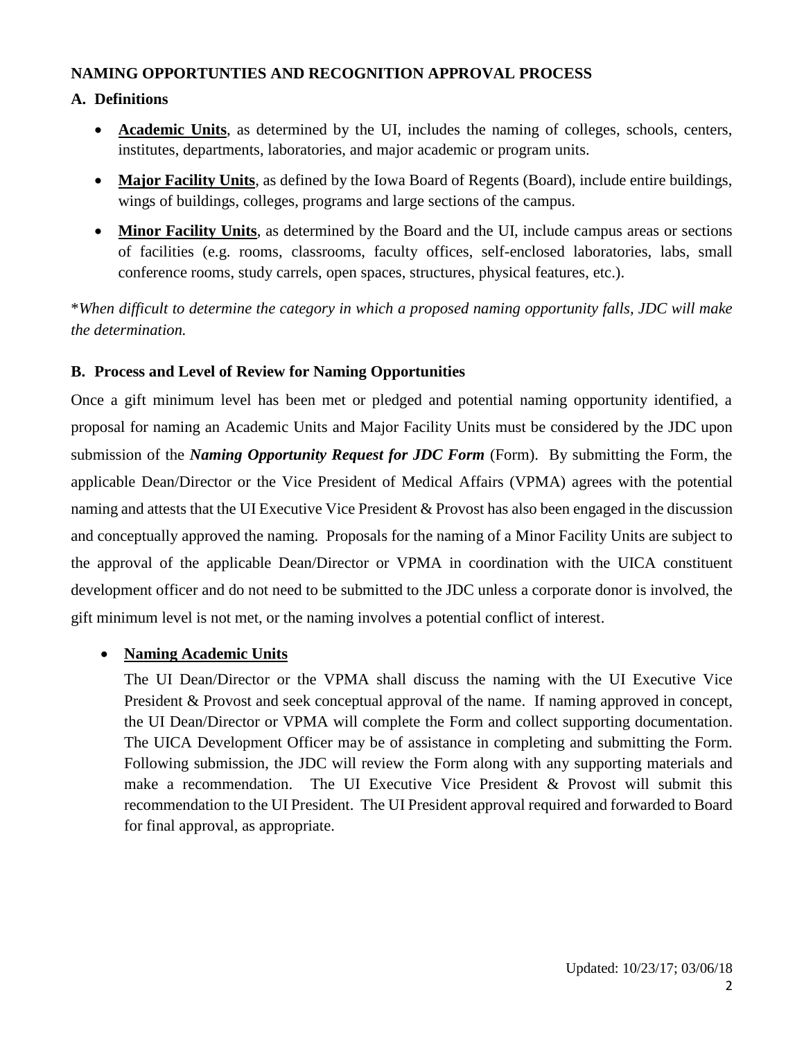## NAMING OPPORTUNTIES AND RECOGNITION APPROVAL PROCESS

### A. Definitions

- **Academic Units**, as determined by the UI, includes the naming of colleges, schools, centers, institutes, departments, laboratories, and major academic or program units.
- **Major Facility Units**, as defined by the Iowa Board of Regents (Board), include entire buildings, wings of buildings, colleges, programs and large sections of the campus.
- **Minor Facility Units**, as determined by the Board and the UI, include campus areas or sections of facilities (e.g. rooms, classrooms, faculty offices, self-enclosed laboratories, labs, small conference rooms, study carrels, open spaces, structures, physical features, etc.).

**When difficult to determine the category in which a proposed naming opportunity falls, JDC will make the determination.*

### B. Process and Level of Review for Naming Opportunities

Once a gift minimum level has been met or pledged and potential naming opportunity identified, a proposal for naming an Academic Units and Major Facility Units must be considered by the JDC upon submission of the ***Naming Opportunity Request for JDC Form*** (Form). By submitting the Form, the applicable Dean/Director or the Vice President of Medical Affairs (VPMA) agrees with the potential naming and attests that the UI Executive Vice President & Provost has also been engaged in the discussion and conceptually approved the naming. Proposals for the naming of a Minor Facility Units are subject to the approval of the applicable Dean/Director or VPMA in coordination with the UICA constituent development officer and do not need to be submitted to the JDC unless a corporate donor is involved, the gift minimum level is not met, or the naming involves a potential conflict of interest.

- **Naming Academic Units**

  The UI Dean/Director or the VPMA shall discuss the naming with the UI Executive Vice President & Provost and seek conceptual approval of the name. If naming approved in concept, the UI Dean/Director or VPMA will complete the Form and collect supporting documentation. The UICA Development Officer may be of assistance in completing and submitting the Form. Following submission, the JDC will review the Form along with any supporting materials and make a recommendation. The UI Executive Vice President & Provost will submit this recommendation to the UI President. The UI President approval required and forwarded to Board for final approval, as appropriate.

Updated: 10/23/17; 03/06/18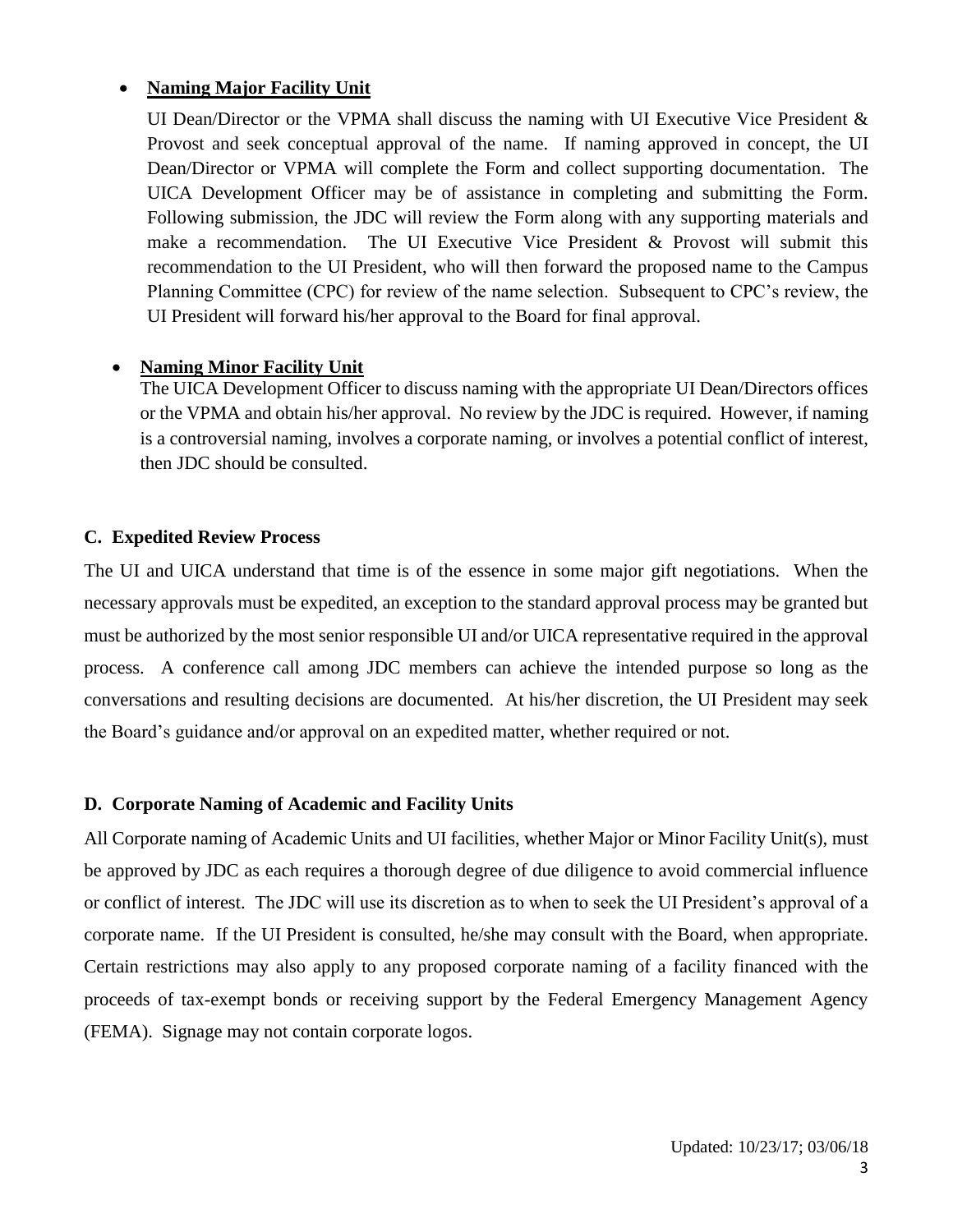- **Naming Major Facility Unit**

  UI Dean/Director or the VPMA shall discuss the naming with UI Executive Vice President & Provost and seek conceptual approval of the name. If naming approved in concept, the UI Dean/Director or VPMA will complete the Form and collect supporting documentation. The UICA Development Officer may be of assistance in completing and submitting the Form. Following submission, the JDC will review the Form along with any supporting materials and make a recommendation. The UI Executive Vice President & Provost will submit this recommendation to the UI President, who will then forward the proposed name to the Campus Planning Committee (CPC) for review of the name selection. Subsequent to CPC's review, the UI President will forward his/her approval to the Board for final approval.

- **Naming Minor Facility Unit**

  The UICA Development Officer to discuss naming with the appropriate UI Dean/Directors offices or the VPMA and obtain his/her approval. No review by the JDC is required. However, if naming is a controversial naming, involves a corporate naming, or involves a potential conflict of interest, then JDC should be consulted.

### C. Expedited Review Process

The UI and UICA understand that time is of the essence in some major gift negotiations. When the necessary approvals must be expedited, an exception to the standard approval process may be granted but must be authorized by the most senior responsible UI and/or UICA representative required in the approval process. A conference call among JDC members can achieve the intended purpose so long as the conversations and resulting decisions are documented. At his/her discretion, the UI President may seek the Board's guidance and/or approval on an expedited matter, whether required or not.

### D. Corporate Naming of Academic and Facility Units

All Corporate naming of Academic Units and UI facilities, whether Major or Minor Facility Unit(s), must be approved by JDC as each requires a thorough degree of due diligence to avoid commercial influence or conflict of interest. The JDC will use its discretion as to when to seek the UI President's approval of a corporate name. If the UI President is consulted, he/she may consult with the Board, when appropriate. Certain restrictions may also apply to any proposed corporate naming of a facility financed with the proceeds of tax-exempt bonds or receiving support by the Federal Emergency Management Agency (FEMA). Signage may not contain corporate logos.

Updated: 10/23/17; 03/06/18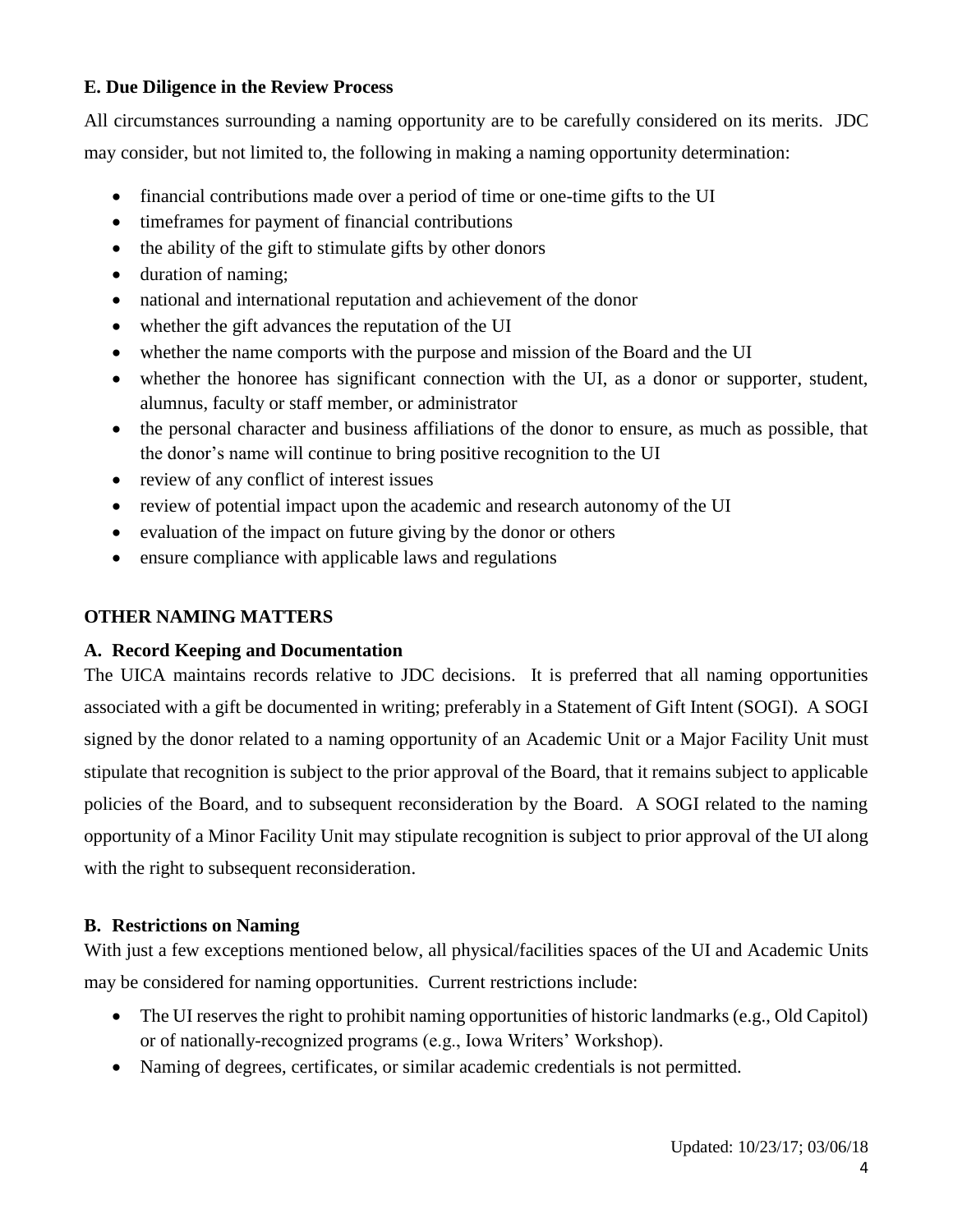### E. Due Diligence in the Review Process

All circumstances surrounding a naming opportunity are to be carefully considered on its merits. JDC may consider, but not limited to, the following in making a naming opportunity determination:

- financial contributions made over a period of time or one-time gifts to the UI
- timeframes for payment of financial contributions
- the ability of the gift to stimulate gifts by other donors
- duration of naming;
- national and international reputation and achievement of the donor
- whether the gift advances the reputation of the UI
- whether the name comports with the purpose and mission of the Board and the UI
- whether the honoree has significant connection with the UI, as a donor or supporter, student, alumnus, faculty or staff member, or administrator
- the personal character and business affiliations of the donor to ensure, as much as possible, that the donor's name will continue to bring positive recognition to the UI
- review of any conflict of interest issues
- review of potential impact upon the academic and research autonomy of the UI
- evaluation of the impact on future giving by the donor or others
- ensure compliance with applicable laws and regulations

## OTHER NAMING MATTERS

### A. Record Keeping and Documentation

The UICA maintains records relative to JDC decisions. It is preferred that all naming opportunities associated with a gift be documented in writing; preferably in a Statement of Gift Intent (SOGI). A SOGI signed by the donor related to a naming opportunity of an Academic Unit or a Major Facility Unit must stipulate that recognition is subject to the prior approval of the Board, that it remains subject to applicable policies of the Board, and to subsequent reconsideration by the Board. A SOGI related to the naming opportunity of a Minor Facility Unit may stipulate recognition is subject to prior approval of the UI along with the right to subsequent reconsideration.

### B. Restrictions on Naming

With just a few exceptions mentioned below, all physical/facilities spaces of the UI and Academic Units may be considered for naming opportunities. Current restrictions include:

- The UI reserves the right to prohibit naming opportunities of historic landmarks (e.g., Old Capitol) or of nationally-recognized programs (e.g., Iowa Writers' Workshop).
- Naming of degrees, certificates, or similar academic credentials is not permitted.

Updated: 10/23/17; 03/06/18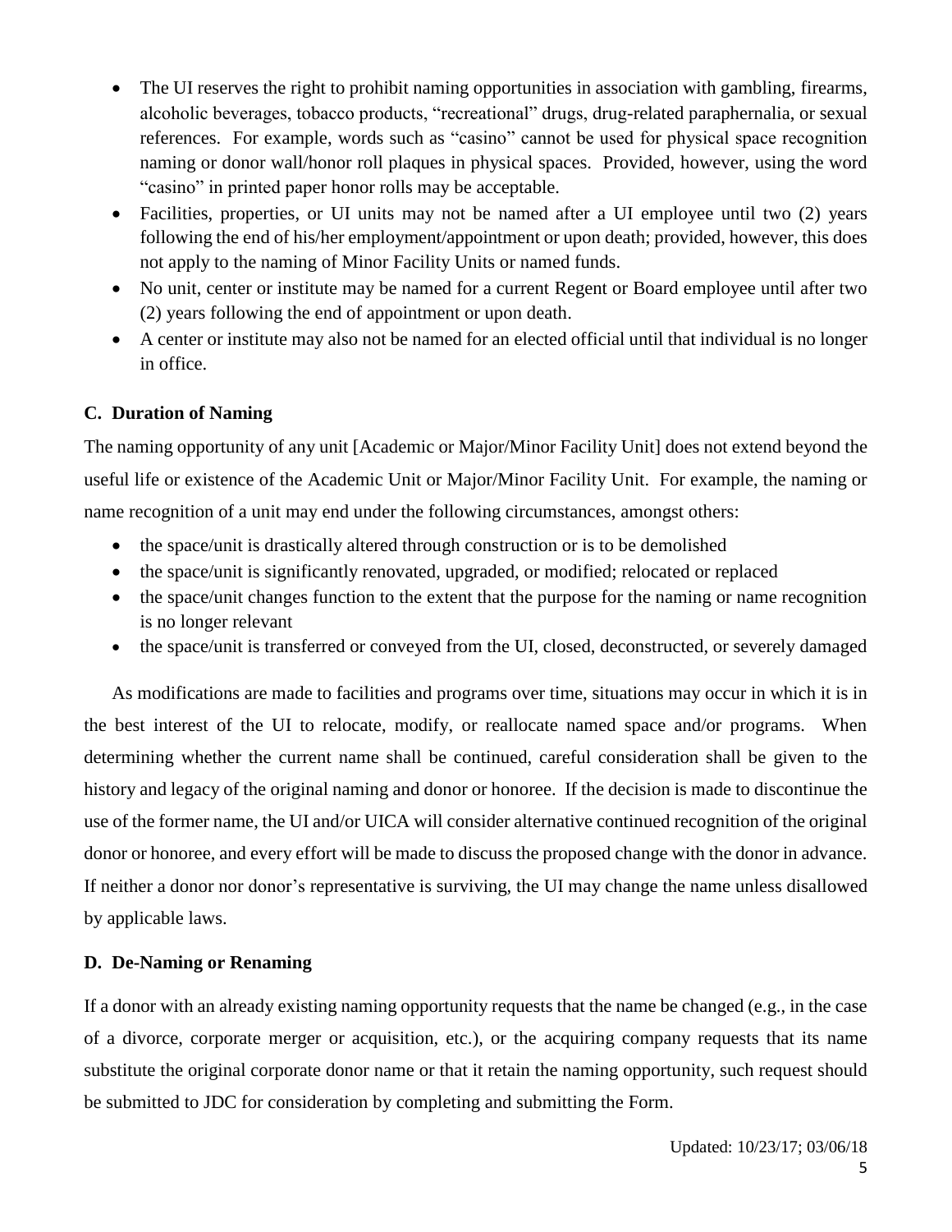- The UI reserves the right to prohibit naming opportunities in association with gambling, firearms, alcoholic beverages, tobacco products, "recreational" drugs, drug-related paraphernalia, or sexual references. For example, words such as "casino" cannot be used for physical space recognition naming or donor wall/honor roll plaques in physical spaces. Provided, however, using the word "casino" in printed paper honor rolls may be acceptable.
- Facilities, properties, or UI units may not be named after a UI employee until two (2) years following the end of his/her employment/appointment or upon death; provided, however, this does not apply to the naming of Minor Facility Units or named funds.
- No unit, center or institute may be named for a current Regent or Board employee until after two (2) years following the end of appointment or upon death.
- A center or institute may also not be named for an elected official until that individual is no longer in office.

### C. Duration of Naming

The naming opportunity of any unit [Academic or Major/Minor Facility Unit] does not extend beyond the useful life or existence of the Academic Unit or Major/Minor Facility Unit. For example, the naming or name recognition of a unit may end under the following circumstances, amongst others:

- the space/unit is drastically altered through construction or is to be demolished
- the space/unit is significantly renovated, upgraded, or modified; relocated or replaced
- the space/unit changes function to the extent that the purpose for the naming or name recognition is no longer relevant
- the space/unit is transferred or conveyed from the UI, closed, deconstructed, or severely damaged

As modifications are made to facilities and programs over time, situations may occur in which it is in the best interest of the UI to relocate, modify, or reallocate named space and/or programs. When determining whether the current name shall be continued, careful consideration shall be given to the history and legacy of the original naming and donor or honoree. If the decision is made to discontinue the use of the former name, the UI and/or UICA will consider alternative continued recognition of the original donor or honoree, and every effort will be made to discuss the proposed change with the donor in advance. If neither a donor nor donor's representative is surviving, the UI may change the name unless disallowed by applicable laws.

### D. De-Naming or Renaming

If a donor with an already existing naming opportunity requests that the name be changed (e.g., in the case of a divorce, corporate merger or acquisition, etc.), or the acquiring company requests that its name substitute the original corporate donor name or that it retain the naming opportunity, such request should be submitted to JDC for consideration by completing and submitting the Form.

Updated: 10/23/17; 03/06/18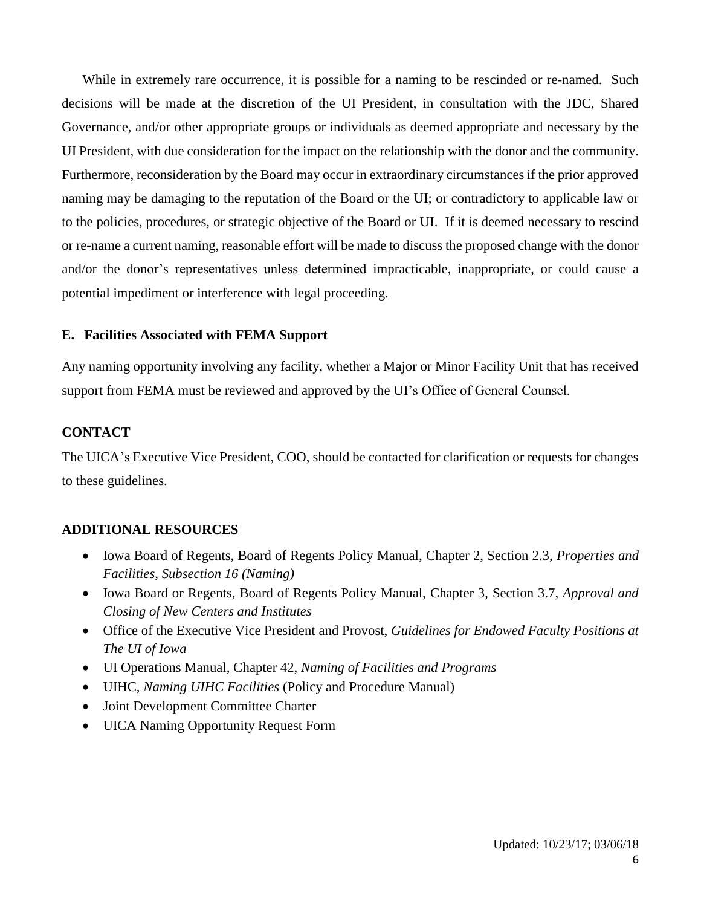While in extremely rare occurrence, it is possible for a naming to be rescinded or re-named. Such decisions will be made at the discretion of the UI President, in consultation with the JDC, Shared Governance, and/or other appropriate groups or individuals as deemed appropriate and necessary by the UI President, with due consideration for the impact on the relationship with the donor and the community. Furthermore, reconsideration by the Board may occur in extraordinary circumstances if the prior approved naming may be damaging to the reputation of the Board or the UI; or contradictory to applicable law or to the policies, procedures, or strategic objective of the Board or UI. If it is deemed necessary to rescind or re-name a current naming, reasonable effort will be made to discuss the proposed change with the donor and/or the donor's representatives unless determined impracticable, inappropriate, or could cause a potential impediment or interference with legal proceeding.

### E. Facilities Associated with FEMA Support

Any naming opportunity involving any facility, whether a Major or Minor Facility Unit that has received support from FEMA must be reviewed and approved by the UI's Office of General Counsel.

## CONTACT

The UICA's Executive Vice President, COO, should be contacted for clarification or requests for changes to these guidelines.

## ADDITIONAL RESOURCES

- Iowa Board of Regents, Board of Regents Policy Manual, Chapter 2, Section 2.3, *Properties and Facilities, Subsection 16 (Naming)*
- Iowa Board or Regents, Board of Regents Policy Manual, Chapter 3, Section 3.7, *Approval and Closing of New Centers and Institutes*
- Office of the Executive Vice President and Provost, *Guidelines for Endowed Faculty Positions at The UI of Iowa*
- UI Operations Manual, Chapter 42, *Naming of Facilities and Programs*
- UIHC, *Naming UIHC Facilities* (Policy and Procedure Manual)
- Joint Development Committee Charter
- UICA Naming Opportunity Request Form

Updated: 10/23/17; 03/06/18